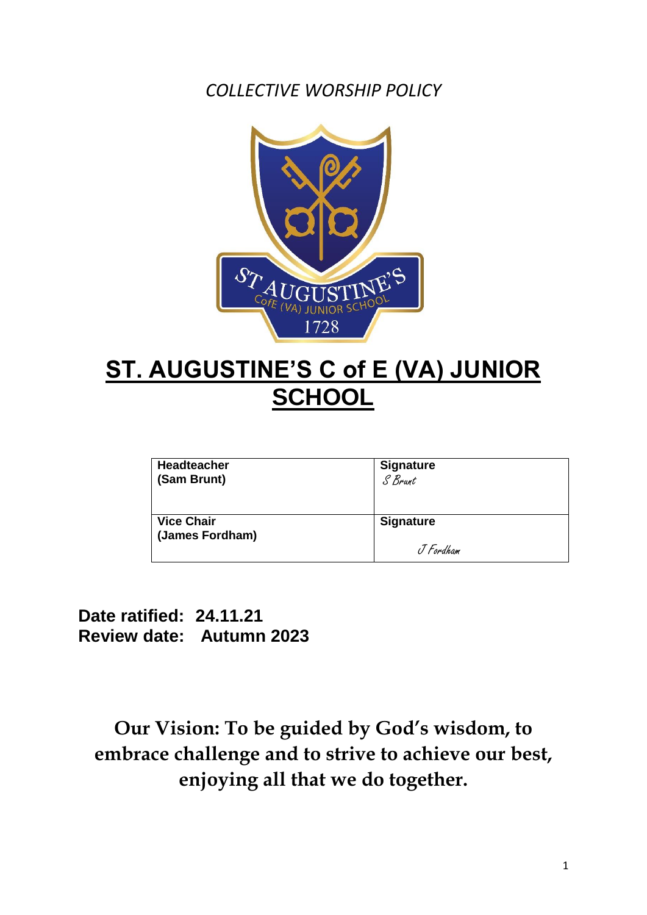*COLLECTIVE WORSHIP POLICY*

# ST. AUGUSTINE'S C of E (VA) JUNIOR SCHOOL

| Headteacher (Sam Brunt) | Signature S Brunt |
|---|---|
| Vice Chair (James Fordham) | Signature J Fordham |

**Date ratified: 24.11.21**
**Review date: Autumn 2023**

**Our Vision: To be guided by God's wisdom, to embrace challenge and to strive to achieve our best, enjoying all that we do together.**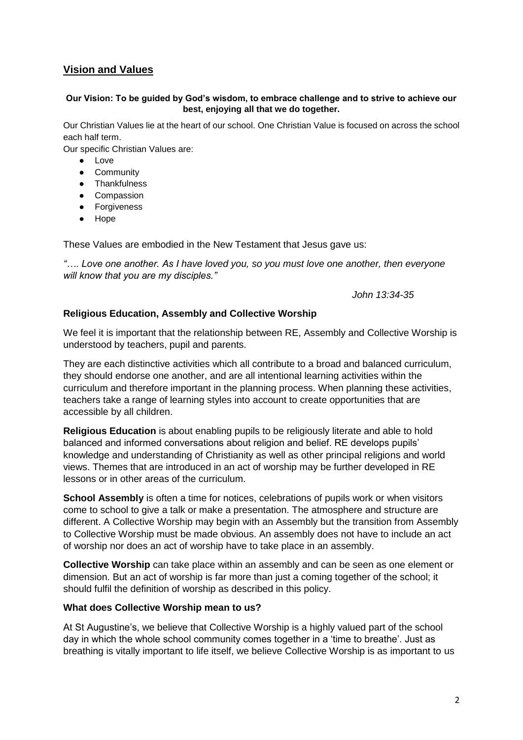## Vision and Values

**Our Vision: To be guided by God's wisdom, to embrace challenge and to strive to achieve our best, enjoying all that we do together.**

Our Christian Values lie at the heart of our school. One Christian Value is focused on across the school each half term.

Our specific Christian Values are:

- Love
- Community
- Thankfulness
- Compassion
- Forgiveness
- Hope

These Values are embodied in the New Testament that Jesus gave us:

*"…. Love one another. As I have loved you, so you must love one another, then everyone will know that you are my disciples."*

*John 13:34-35*

### Religious Education, Assembly and Collective Worship

We feel it is important that the relationship between RE, Assembly and Collective Worship is understood by teachers, pupil and parents.

They are each distinctive activities which all contribute to a broad and balanced curriculum, they should endorse one another, and are all intentional learning activities within the curriculum and therefore important in the planning process. When planning these activities, teachers take a range of learning styles into account to create opportunities that are accessible by all children.

**Religious Education** is about enabling pupils to be religiously literate and able to hold balanced and informed conversations about religion and belief. RE develops pupils' knowledge and understanding of Christianity as well as other principal religions and world views. Themes that are introduced in an act of worship may be further developed in RE lessons or in other areas of the curriculum.

**School Assembly** is often a time for notices, celebrations of pupils work or when visitors come to school to give a talk or make a presentation. The atmosphere and structure are different. A Collective Worship may begin with an Assembly but the transition from Assembly to Collective Worship must be made obvious. An assembly does not have to include an act of worship nor does an act of worship have to take place in an assembly.

**Collective Worship** can take place within an assembly and can be seen as one element or dimension. But an act of worship is far more than just a coming together of the school; it should fulfil the definition of worship as described in this policy.

### What does Collective Worship mean to us?

At St Augustine's, we believe that Collective Worship is a highly valued part of the school day in which the whole school community comes together in a 'time to breathe'. Just as breathing is vitally important to life itself, we believe Collective Worship is as important to us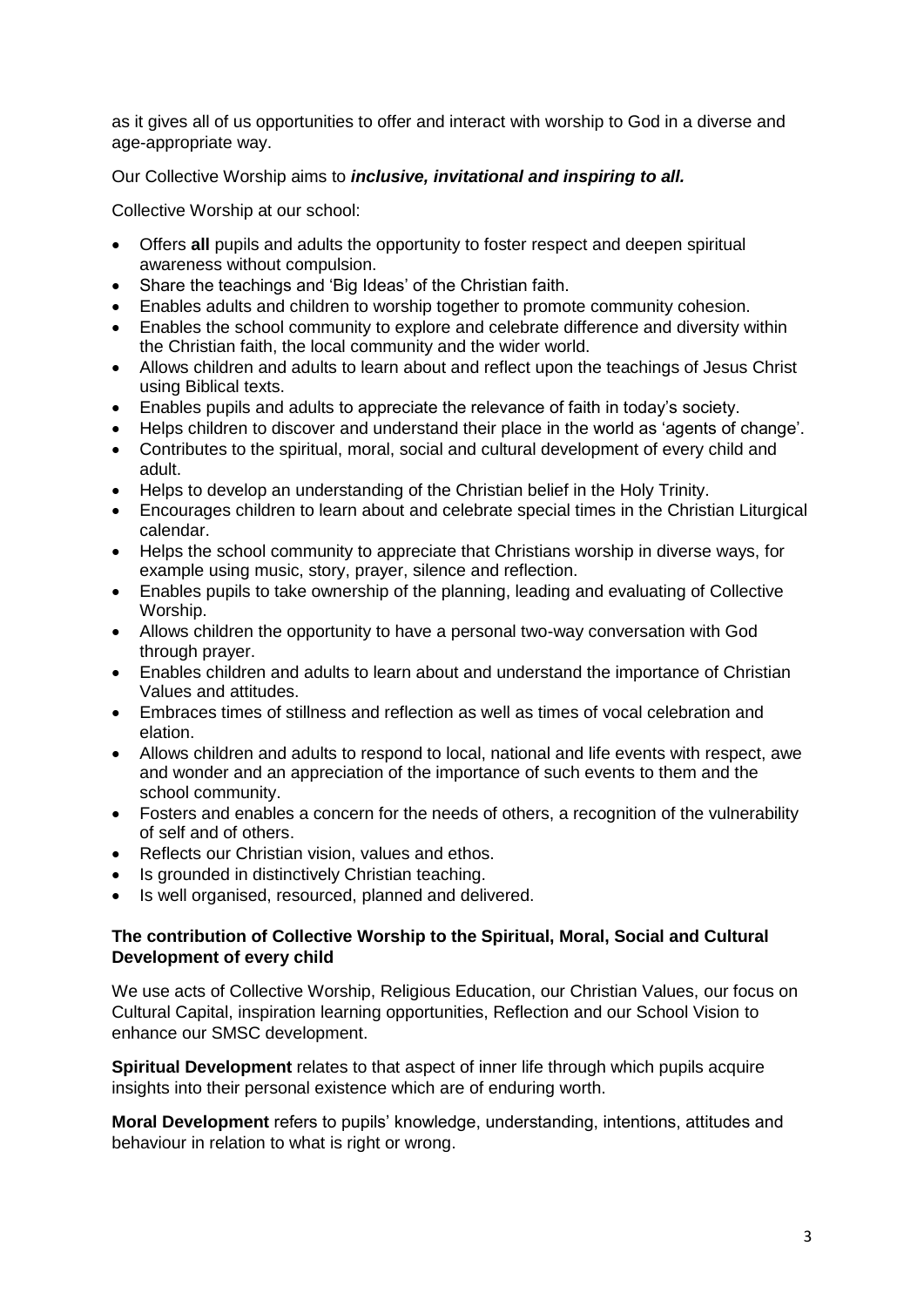as it gives all of us opportunities to offer and interact with worship to God in a diverse and age-appropriate way.

Our Collective Worship aims to ***inclusive, invitational and inspiring to all.***

Collective Worship at our school:

- Offers **all** pupils and adults the opportunity to foster respect and deepen spiritual awareness without compulsion.
- Share the teachings and 'Big Ideas' of the Christian faith.
- Enables adults and children to worship together to promote community cohesion.
- Enables the school community to explore and celebrate difference and diversity within the Christian faith, the local community and the wider world.
- Allows children and adults to learn about and reflect upon the teachings of Jesus Christ using Biblical texts.
- Enables pupils and adults to appreciate the relevance of faith in today's society.
- Helps children to discover and understand their place in the world as 'agents of change'.
- Contributes to the spiritual, moral, social and cultural development of every child and adult.
- Helps to develop an understanding of the Christian belief in the Holy Trinity.
- Encourages children to learn about and celebrate special times in the Christian Liturgical calendar.
- Helps the school community to appreciate that Christians worship in diverse ways, for example using music, story, prayer, silence and reflection.
- Enables pupils to take ownership of the planning, leading and evaluating of Collective Worship.
- Allows children the opportunity to have a personal two-way conversation with God through prayer.
- Enables children and adults to learn about and understand the importance of Christian Values and attitudes.
- Embraces times of stillness and reflection as well as times of vocal celebration and elation.
- Allows children and adults to respond to local, national and life events with respect, awe and wonder and an appreciation of the importance of such events to them and the school community.
- Fosters and enables a concern for the needs of others, a recognition of the vulnerability of self and of others.
- Reflects our Christian vision, values and ethos.
- Is grounded in distinctively Christian teaching.
- Is well organised, resourced, planned and delivered.

**The contribution of Collective Worship to the Spiritual, Moral, Social and Cultural Development of every child**

We use acts of Collective Worship, Religious Education, our Christian Values, our focus on Cultural Capital, inspiration learning opportunities, Reflection and our School Vision to enhance our SMSC development.

**Spiritual Development** relates to that aspect of inner life through which pupils acquire insights into their personal existence which are of enduring worth.

**Moral Development** refers to pupils' knowledge, understanding, intentions, attitudes and behaviour in relation to what is right or wrong.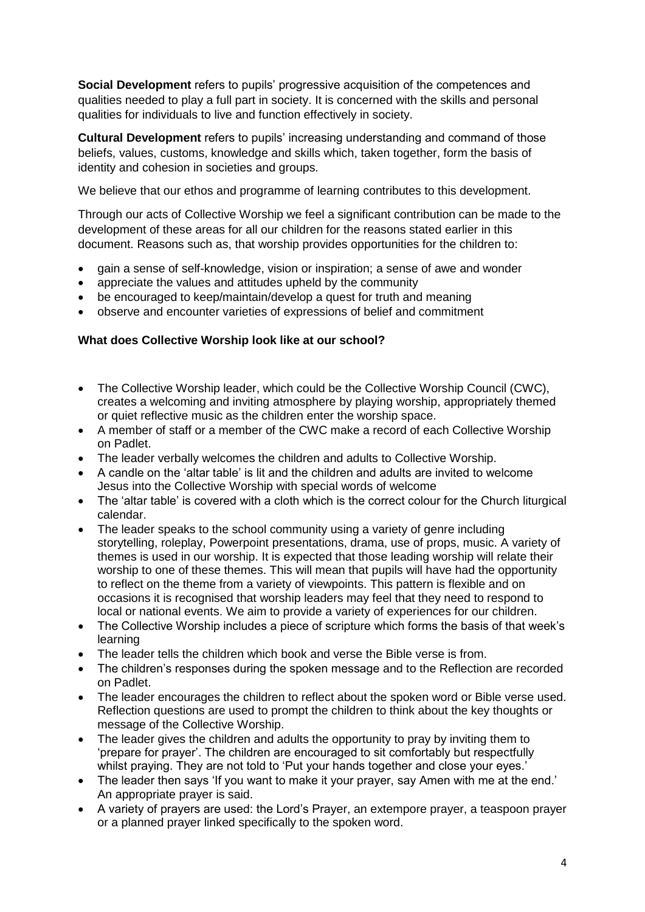**Social Development** refers to pupils' progressive acquisition of the competences and qualities needed to play a full part in society. It is concerned with the skills and personal qualities for individuals to live and function effectively in society.

**Cultural Development** refers to pupils' increasing understanding and command of those beliefs, values, customs, knowledge and skills which, taken together, form the basis of identity and cohesion in societies and groups.

We believe that our ethos and programme of learning contributes to this development.

Through our acts of Collective Worship we feel a significant contribution can be made to the development of these areas for all our children for the reasons stated earlier in this document. Reasons such as, that worship provides opportunities for the children to:

- gain a sense of self-knowledge, vision or inspiration; a sense of awe and wonder
- appreciate the values and attitudes upheld by the community
- be encouraged to keep/maintain/develop a quest for truth and meaning
- observe and encounter varieties of expressions of belief and commitment

**What does Collective Worship look like at our school?**

- The Collective Worship leader, which could be the Collective Worship Council (CWC), creates a welcoming and inviting atmosphere by playing worship, appropriately themed or quiet reflective music as the children enter the worship space.
- A member of staff or a member of the CWC make a record of each Collective Worship on Padlet.
- The leader verbally welcomes the children and adults to Collective Worship.
- A candle on the 'altar table' is lit and the children and adults are invited to welcome Jesus into the Collective Worship with special words of welcome
- The 'altar table' is covered with a cloth which is the correct colour for the Church liturgical calendar.
- The leader speaks to the school community using a variety of genre including storytelling, roleplay, Powerpoint presentations, drama, use of props, music. A variety of themes is used in our worship. It is expected that those leading worship will relate their worship to one of these themes. This will mean that pupils will have had the opportunity to reflect on the theme from a variety of viewpoints. This pattern is flexible and on occasions it is recognised that worship leaders may feel that they need to respond to local or national events. We aim to provide a variety of experiences for our children.
- The Collective Worship includes a piece of scripture which forms the basis of that week's learning
- The leader tells the children which book and verse the Bible verse is from.
- The children's responses during the spoken message and to the Reflection are recorded on Padlet.
- The leader encourages the children to reflect about the spoken word or Bible verse used. Reflection questions are used to prompt the children to think about the key thoughts or message of the Collective Worship.
- The leader gives the children and adults the opportunity to pray by inviting them to 'prepare for prayer'. The children are encouraged to sit comfortably but respectfully whilst praying. They are not told to 'Put your hands together and close your eyes.'
- The leader then says 'If you want to make it your prayer, say Amen with me at the end.' An appropriate prayer is said.
- A variety of prayers are used: the Lord's Prayer, an extempore prayer, a teaspoon prayer or a planned prayer linked specifically to the spoken word.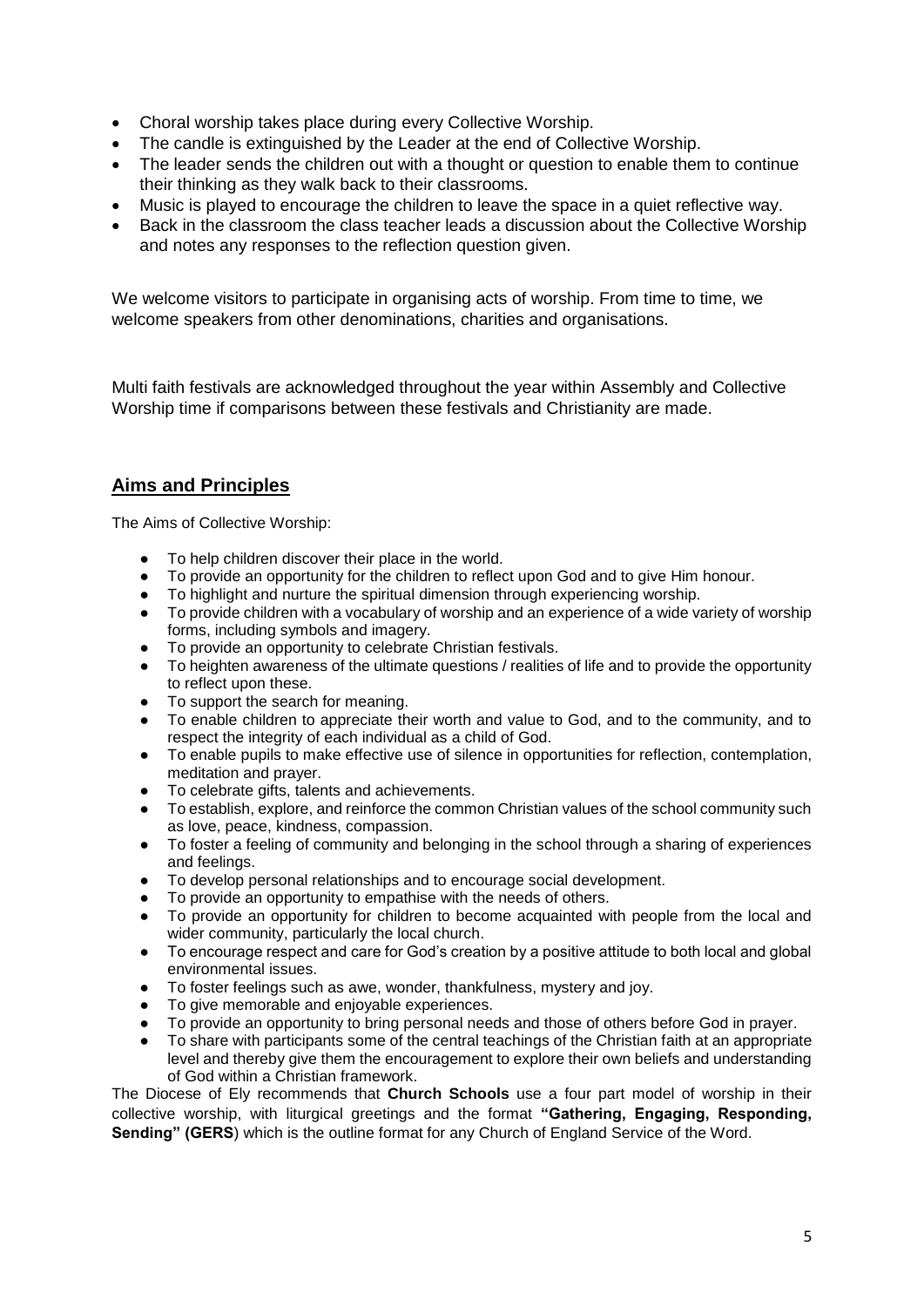- Choral worship takes place during every Collective Worship.
- The candle is extinguished by the Leader at the end of Collective Worship.
- The leader sends the children out with a thought or question to enable them to continue their thinking as they walk back to their classrooms.
- Music is played to encourage the children to leave the space in a quiet reflective way.
- Back in the classroom the class teacher leads a discussion about the Collective Worship and notes any responses to the reflection question given.

We welcome visitors to participate in organising acts of worship. From time to time, we welcome speakers from other denominations, charities and organisations.

Multi faith festivals are acknowledged throughout the year within Assembly and Collective Worship time if comparisons between these festivals and Christianity are made.

## Aims and Principles

The Aims of Collective Worship:

- To help children discover their place in the world.
- To provide an opportunity for the children to reflect upon God and to give Him honour.
- To highlight and nurture the spiritual dimension through experiencing worship.
- To provide children with a vocabulary of worship and an experience of a wide variety of worship forms, including symbols and imagery.
- To provide an opportunity to celebrate Christian festivals.
- To heighten awareness of the ultimate questions / realities of life and to provide the opportunity to reflect upon these.
- To support the search for meaning.
- To enable children to appreciate their worth and value to God, and to the community, and to respect the integrity of each individual as a child of God.
- To enable pupils to make effective use of silence in opportunities for reflection, contemplation, meditation and prayer.
- To celebrate gifts, talents and achievements.
- To establish, explore, and reinforce the common Christian values of the school community such as love, peace, kindness, compassion.
- To foster a feeling of community and belonging in the school through a sharing of experiences and feelings.
- To develop personal relationships and to encourage social development.
- To provide an opportunity to empathise with the needs of others.
- To provide an opportunity for children to become acquainted with people from the local and wider community, particularly the local church.
- To encourage respect and care for God's creation by a positive attitude to both local and global environmental issues.
- To foster feelings such as awe, wonder, thankfulness, mystery and joy.
- To give memorable and enjoyable experiences.
- To provide an opportunity to bring personal needs and those of others before God in prayer.
- To share with participants some of the central teachings of the Christian faith at an appropriate level and thereby give them the encouragement to explore their own beliefs and understanding of God within a Christian framework.

The Diocese of Ely recommends that **Church Schools** use a four part model of worship in their collective worship, with liturgical greetings and the format **"Gathering, Engaging, Responding, Sending" (GERS**) which is the outline format for any Church of England Service of the Word.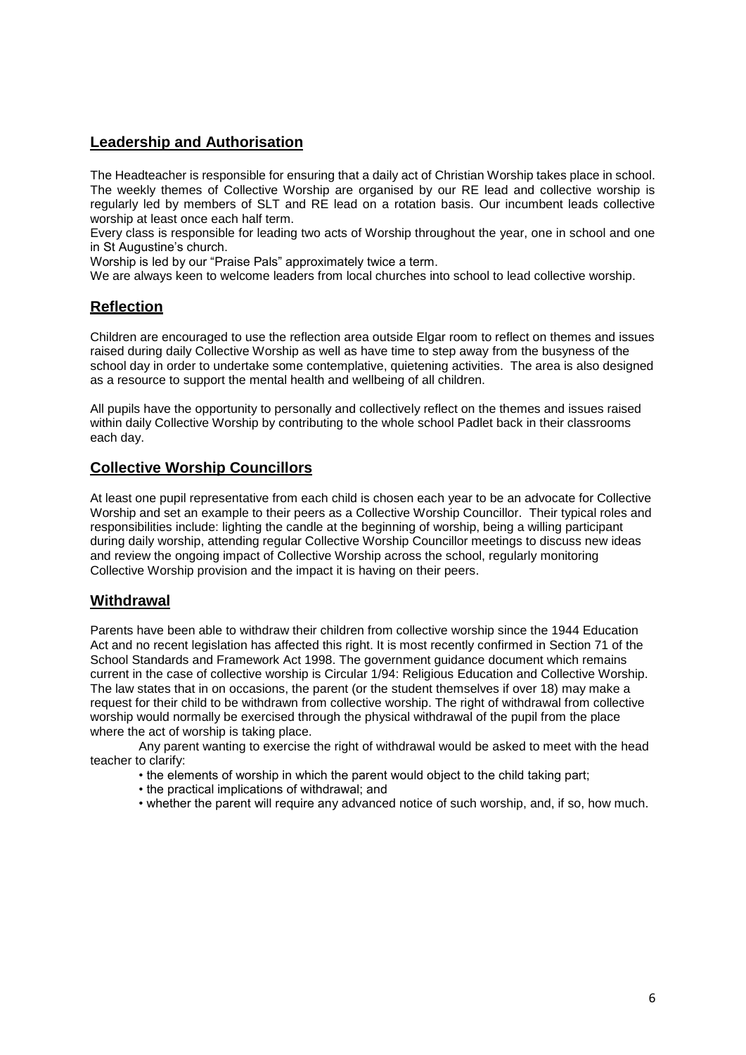## Leadership and Authorisation

The Headteacher is responsible for ensuring that a daily act of Christian Worship takes place in school. The weekly themes of Collective Worship are organised by our RE lead and collective worship is regularly led by members of SLT and RE lead on a rotation basis. Our incumbent leads collective worship at least once each half term.

Every class is responsible for leading two acts of Worship throughout the year, one in school and one in St Augustine's church.

Worship is led by our "Praise Pals" approximately twice a term.

We are always keen to welcome leaders from local churches into school to lead collective worship.

## Reflection

Children are encouraged to use the reflection area outside Elgar room to reflect on themes and issues raised during daily Collective Worship as well as have time to step away from the busyness of the school day in order to undertake some contemplative, quietening activities. The area is also designed as a resource to support the mental health and wellbeing of all children.

All pupils have the opportunity to personally and collectively reflect on the themes and issues raised within daily Collective Worship by contributing to the whole school Padlet back in their classrooms each day.

## Collective Worship Councillors

At least one pupil representative from each child is chosen each year to be an advocate for Collective Worship and set an example to their peers as a Collective Worship Councillor. Their typical roles and responsibilities include: lighting the candle at the beginning of worship, being a willing participant during daily worship, attending regular Collective Worship Councillor meetings to discuss new ideas and review the ongoing impact of Collective Worship across the school, regularly monitoring Collective Worship provision and the impact it is having on their peers.

## Withdrawal

Parents have been able to withdraw their children from collective worship since the 1944 Education Act and no recent legislation has affected this right. It is most recently confirmed in Section 71 of the School Standards and Framework Act 1998. The government guidance document which remains current in the case of collective worship is Circular 1/94: Religious Education and Collective Worship. The law states that in on occasions, the parent (or the student themselves if over 18) may make a request for their child to be withdrawn from collective worship. The right of withdrawal from collective worship would normally be exercised through the physical withdrawal of the pupil from the place where the act of worship is taking place.

Any parent wanting to exercise the right of withdrawal would be asked to meet with the head teacher to clarify:

- the elements of worship in which the parent would object to the child taking part;
- the practical implications of withdrawal; and
- whether the parent will require any advanced notice of such worship, and, if so, how much.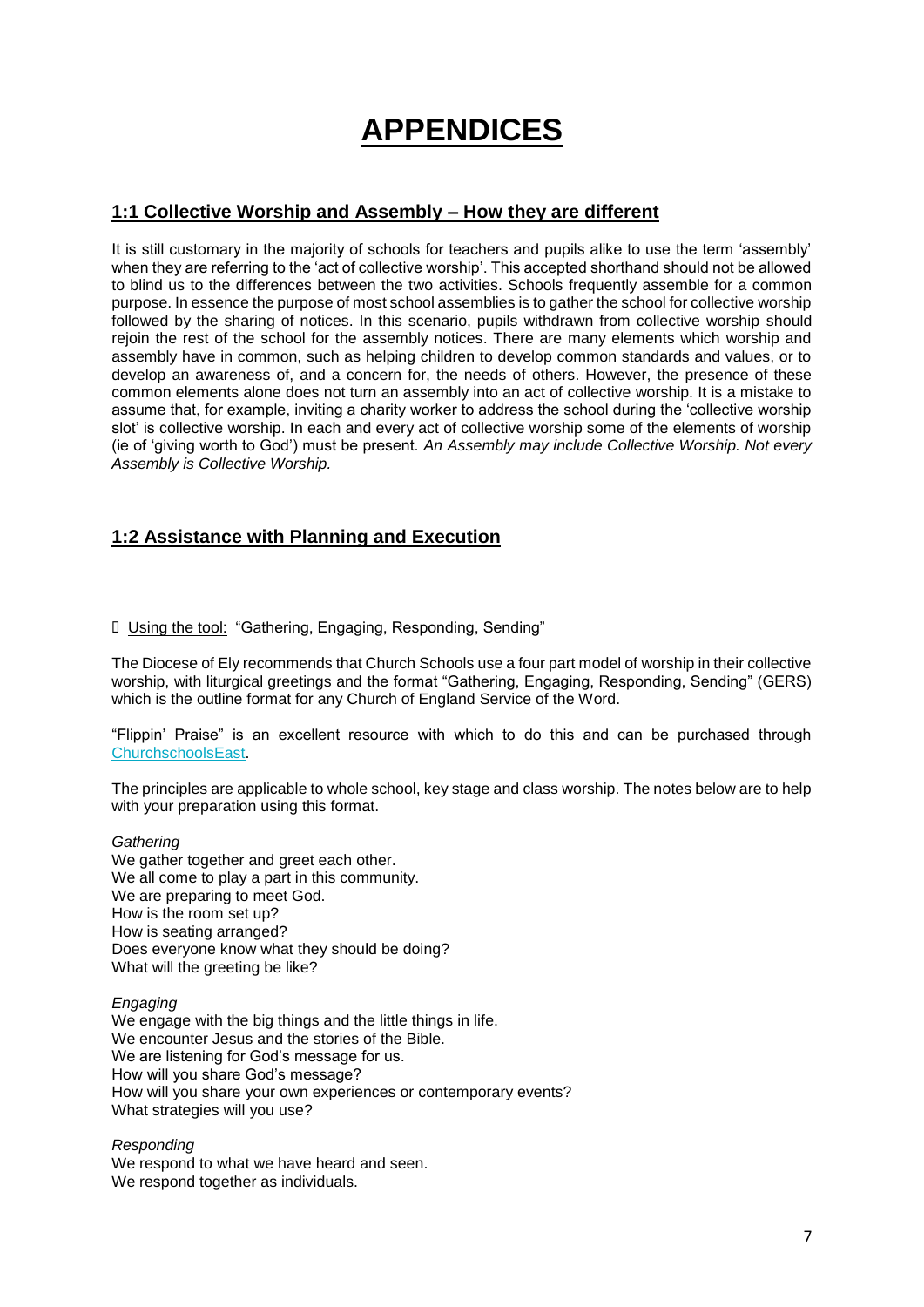# APPENDICES

## 1:1 Collective Worship and Assembly – How they are different

It is still customary in the majority of schools for teachers and pupils alike to use the term 'assembly' when they are referring to the 'act of collective worship'. This accepted shorthand should not be allowed to blind us to the differences between the two activities. Schools frequently assemble for a common purpose. In essence the purpose of most school assemblies is to gather the school for collective worship followed by the sharing of notices. In this scenario, pupils withdrawn from collective worship should rejoin the rest of the school for the assembly notices. There are many elements which worship and assembly have in common, such as helping children to develop common standards and values, or to develop an awareness of, and a concern for, the needs of others. However, the presence of these common elements alone does not turn an assembly into an act of collective worship. It is a mistake to assume that, for example, inviting a charity worker to address the school during the 'collective worship slot' is collective worship. In each and every act of collective worship some of the elements of worship (ie of 'giving worth to God') must be present. *An Assembly may include Collective Worship. Not every Assembly is Collective Worship.*

## 1:2 Assistance with Planning and Execution

 Using the tool: "Gathering, Engaging, Responding, Sending"

The Diocese of Ely recommends that Church Schools use a four part model of worship in their collective worship, with liturgical greetings and the format "Gathering, Engaging, Responding, Sending" (GERS) which is the outline format for any Church of England Service of the Word.

"Flippin' Praise" is an excellent resource with which to do this and can be purchased through ChurchschoolsEast.

The principles are applicable to whole school, key stage and class worship. The notes below are to help with your preparation using this format.

*Gathering*
We gather together and greet each other.
We all come to play a part in this community.
We are preparing to meet God.
How is the room set up?
How is seating arranged?
Does everyone know what they should be doing?
What will the greeting be like?

*Engaging*
We engage with the big things and the little things in life.
We encounter Jesus and the stories of the Bible.
We are listening for God's message for us.
How will you share God's message?
How will you share your own experiences or contemporary events?
What strategies will you use?

*Responding*
We respond to what we have heard and seen.
We respond together as individuals.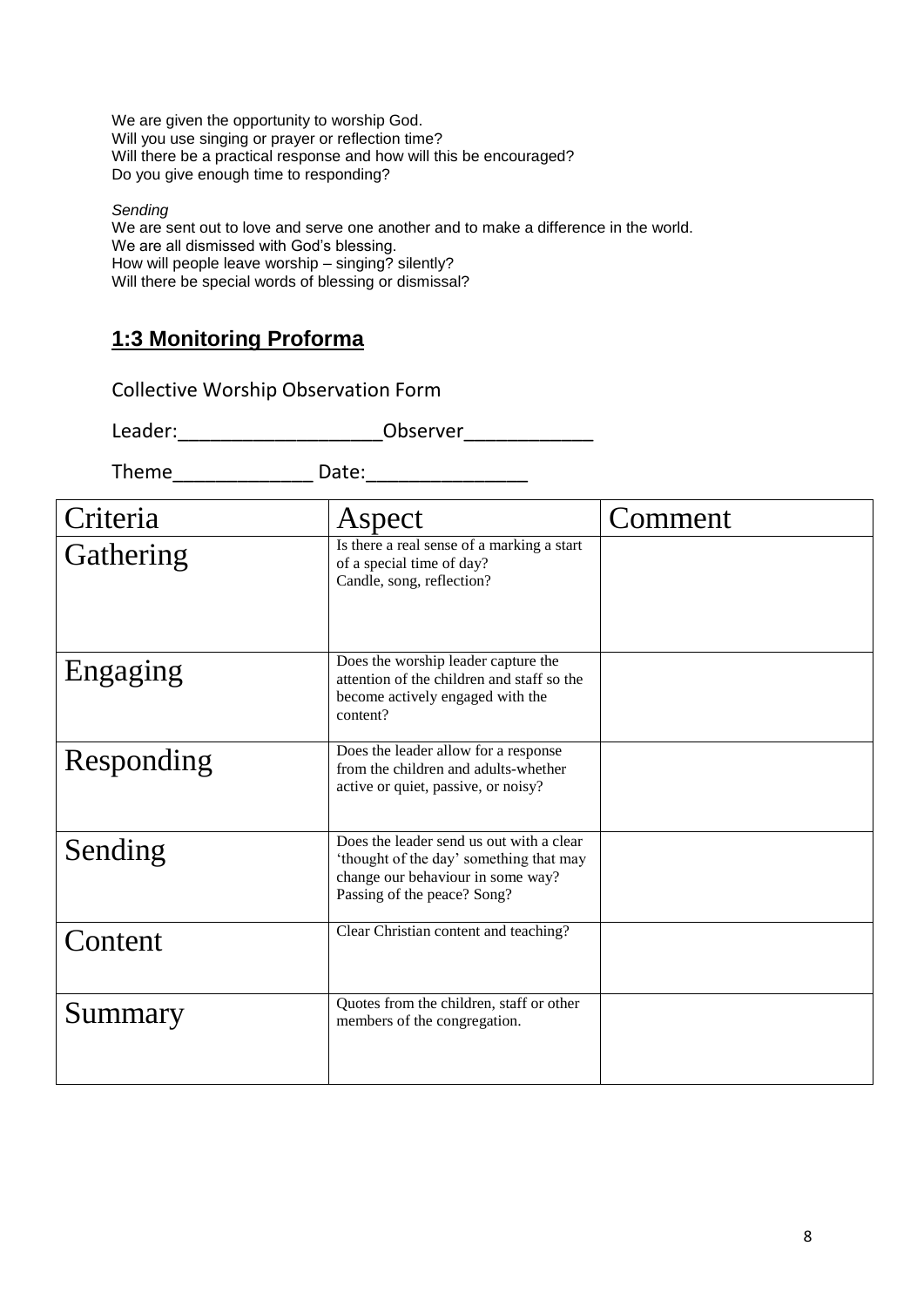We are given the opportunity to worship God.
Will you use singing or prayer or reflection time?
Will there be a practical response and how will this be encouraged?
Do you give enough time to responding?

*Sending*
We are sent out to love and serve one another and to make a difference in the world.
We are all dismissed with God's blessing.
How will people leave worship – singing? silently?
Will there be special words of blessing or dismissal?

## 1:3 Monitoring Proforma

Collective Worship Observation Form

Leader:___________________Observer____________

Theme_____________ Date:_______________

| Criteria | Aspect | Comment |
|---|---|---|
| Gathering | Is there a real sense of a marking a start of a special time of day? Candle, song, reflection? | |
| Engaging | Does the worship leader capture the attention of the children and staff so the become actively engaged with the content? | |
| Responding | Does the leader allow for a response from the children and adults-whether active or quiet, passive, or noisy? | |
| Sending | Does the leader send us out with a clear 'thought of the day' something that may change our behaviour in some way? Passing of the peace? Song? | |
| Content | Clear Christian content and teaching? | |
| Summary | Quotes from the children, staff or other members of the congregation. | |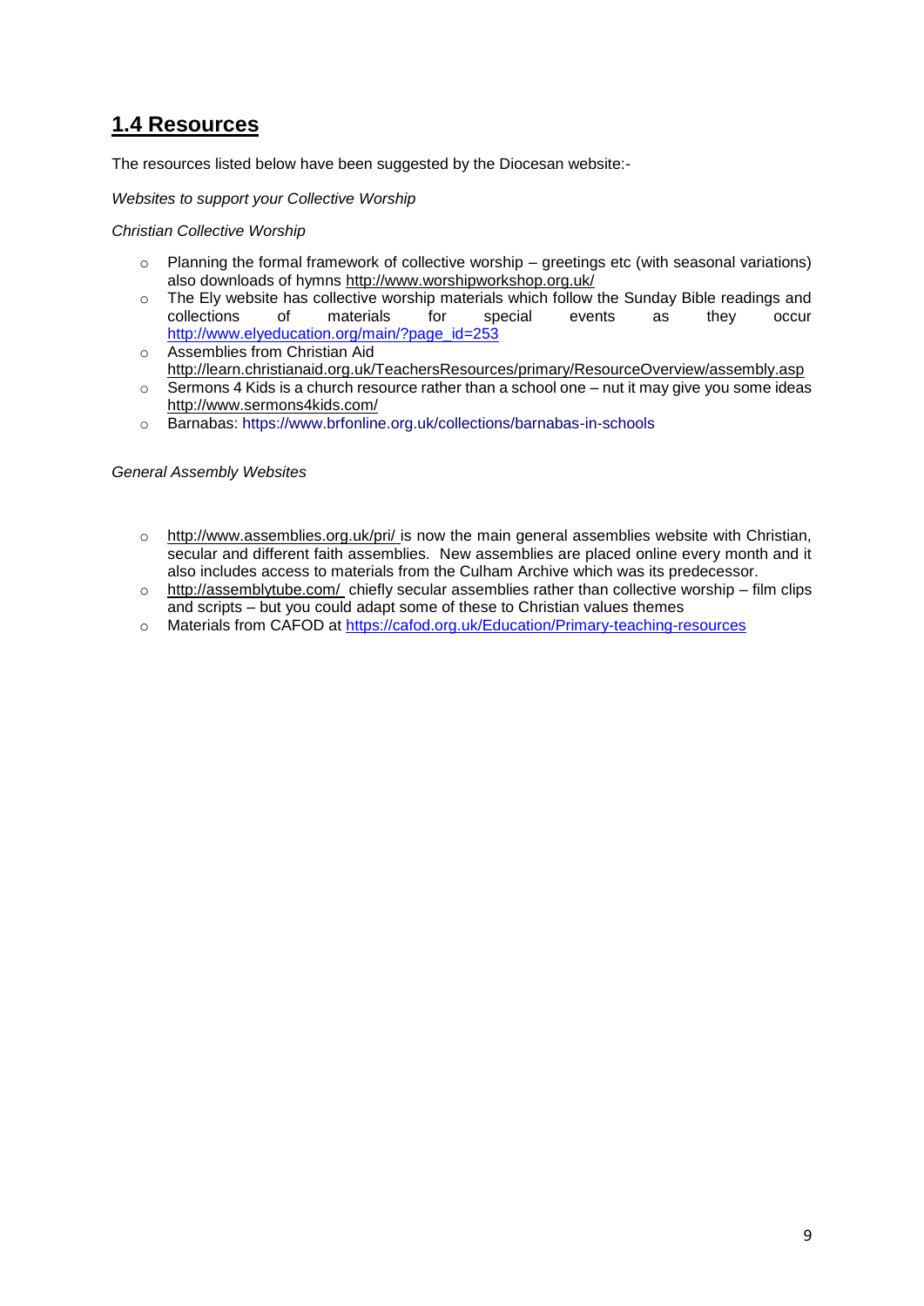## 1.4 Resources

The resources listed below have been suggested by the Diocesan website:-

*Websites to support your Collective Worship*

*Christian Collective Worship*

- Planning the formal framework of collective worship – greetings etc (with seasonal variations) also downloads of hymns http://www.worshipworkshop.org.uk/
- The Ely website has collective worship materials which follow the Sunday Bible readings and collections of materials for special events as they occur http://www.elyeducation.org/main/?page_id=253
- Assemblies from Christian Aid http://learn.christianaid.org.uk/TeachersResources/primary/ResourceOverview/assembly.asp
- Sermons 4 Kids is a church resource rather than a school one – nut it may give you some ideas http://www.sermons4kids.com/
- Barnabas: https://www.brfonline.org.uk/collections/barnabas-in-schools

*General Assembly Websites*

- http://www.assemblies.org.uk/pri/ is now the main general assemblies website with Christian, secular and different faith assemblies. New assemblies are placed online every month and it also includes access to materials from the Culham Archive which was its predecessor.
- http://assemblytube.com/ chiefly secular assemblies rather than collective worship – film clips and scripts – but you could adapt some of these to Christian values themes
- Materials from CAFOD at https://cafod.org.uk/Education/Primary-teaching-resources